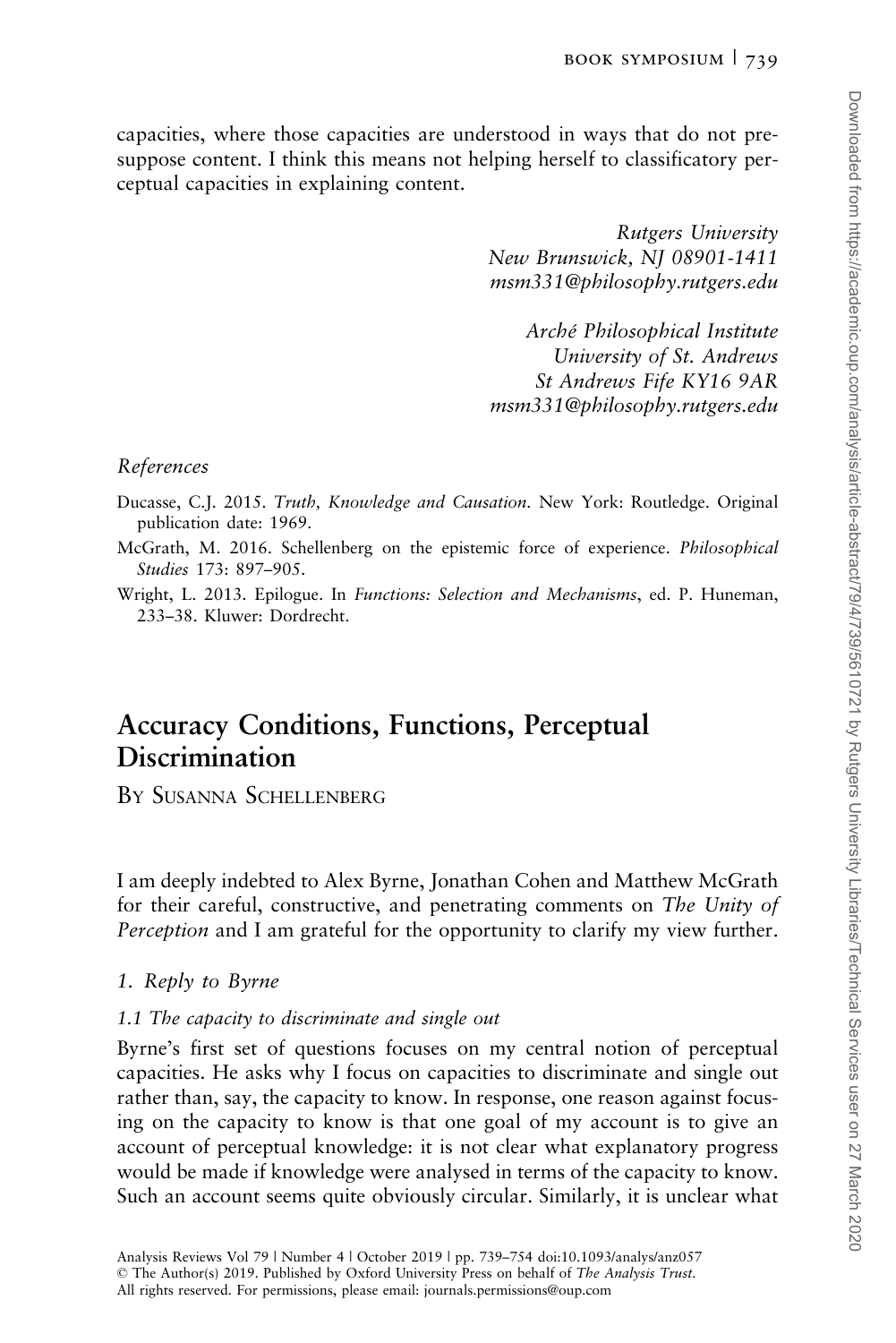capacities, where those capacities are understood in ways that do not presuppose content. I think this means not helping herself to classificatory perceptual capacities in explaining content.

*Rutgers University*
*New Brunswick, NJ 08901-1411*
*msm331@philosophy.rutgers.edu*

*Arché Philosophical Institute*
*University of St. Andrews*
*St Andrews Fife KY16 9AR*
*msm331@philosophy.rutgers.edu*

*References*

Ducasse, C.J. 2015. *Truth, Knowledge and Causation*. New York: Routledge. Original publication date: 1969.

McGrath, M. 2016. Schellenberg on the epistemic force of experience. *Philosophical Studies* 173: 897–905.

Wright, L. 2013. Epilogue. In *Functions: Selection and Mechanisms*, ed. P. Huneman, 233–38. Kluwer: Dordrecht.

# Accuracy Conditions, Functions, Perceptual Discrimination

By Susanna Schellenberg

I am deeply indebted to Alex Byrne, Jonathan Cohen and Matthew McGrath for their careful, constructive, and penetrating comments on *The Unity of Perception* and I am grateful for the opportunity to clarify my view further.

## *1. Reply to Byrne*

### *1.1 The capacity to discriminate and single out*

Byrne's first set of questions focuses on my central notion of perceptual capacities. He asks why I focus on capacities to discriminate and single out rather than, say, the capacity to know. In response, one reason against focusing on the capacity to know is that one goal of my account is to give an account of perceptual knowledge: it is not clear what explanatory progress would be made if knowledge were analysed in terms of the capacity to know. Such an account seems quite obviously circular. Similarly, it is unclear what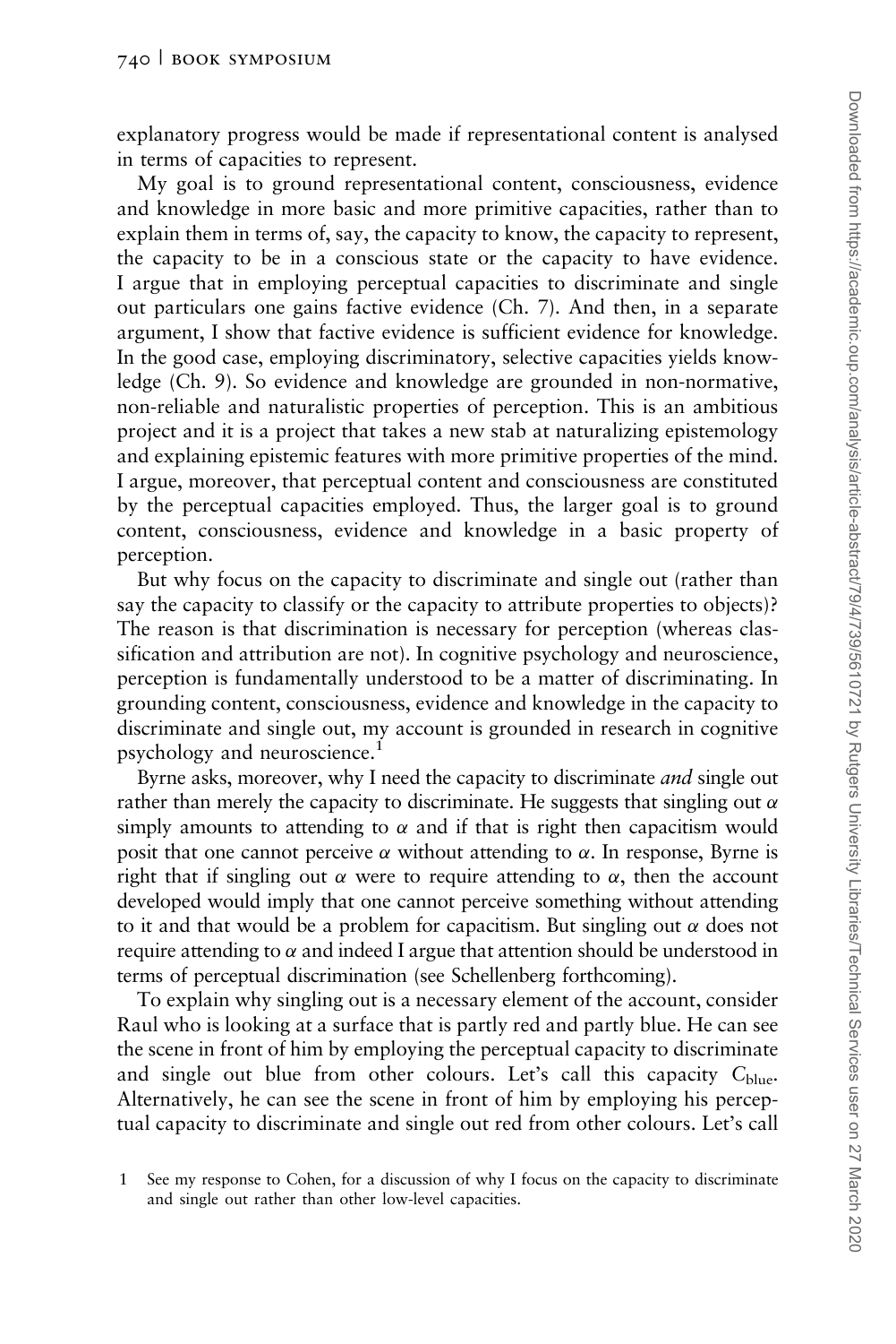explanatory progress would be made if representational content is analysed in terms of capacities to represent.

My goal is to ground representational content, consciousness, evidence and knowledge in more basic and more primitive capacities, rather than to explain them in terms of, say, the capacity to know, the capacity to represent, the capacity to be in a conscious state or the capacity to have evidence. I argue that in employing perceptual capacities to discriminate and single out particulars one gains factive evidence (Ch. 7). And then, in a separate argument, I show that factive evidence is sufficient evidence for knowledge. In the good case, employing discriminatory, selective capacities yields knowledge (Ch. 9). So evidence and knowledge are grounded in non-normative, non-reliable and naturalistic properties of perception. This is an ambitious project and it is a project that takes a new stab at naturalizing epistemology and explaining epistemic features with more primitive properties of the mind. I argue, moreover, that perceptual content and consciousness are constituted by the perceptual capacities employed. Thus, the larger goal is to ground content, consciousness, evidence and knowledge in a basic property of perception.

But why focus on the capacity to discriminate and single out (rather than say the capacity to classify or the capacity to attribute properties to objects)? The reason is that discrimination is necessary for perception (whereas classification and attribution are not). In cognitive psychology and neuroscience, perception is fundamentally understood to be a matter of discriminating. In grounding content, consciousness, evidence and knowledge in the capacity to discriminate and single out, my account is grounded in research in cognitive psychology and neuroscience.[1]

Byrne asks, moreover, why I need the capacity to discriminate *and* single out rather than merely the capacity to discriminate. He suggests that singling out $\alpha$ simply amounts to attending to $\alpha$ and if that is right then capacitism would posit that one cannot perceive $\alpha$ without attending to $\alpha$. In response, Byrne is right that if singling out $\alpha$ were to require attending to $\alpha$, then the account developed would imply that one cannot perceive something without attending to it and that would be a problem for capacitism. But singling out $\alpha$ does not require attending to $\alpha$ and indeed I argue that attention should be understood in terms of perceptual discrimination (see Schellenberg forthcoming).

To explain why singling out is a necessary element of the account, consider Raul who is looking at a surface that is partly red and partly blue. He can see the scene in front of him by employing the perceptual capacity to discriminate and single out blue from other colours. Let's call this capacity $C_{\text{blue}}$. Alternatively, he can see the scene in front of him by employing his perceptual capacity to discriminate and single out red from other colours. Let's call

1 See my response to Cohen, for a discussion of why I focus on the capacity to discriminate and single out rather than other low-level capacities.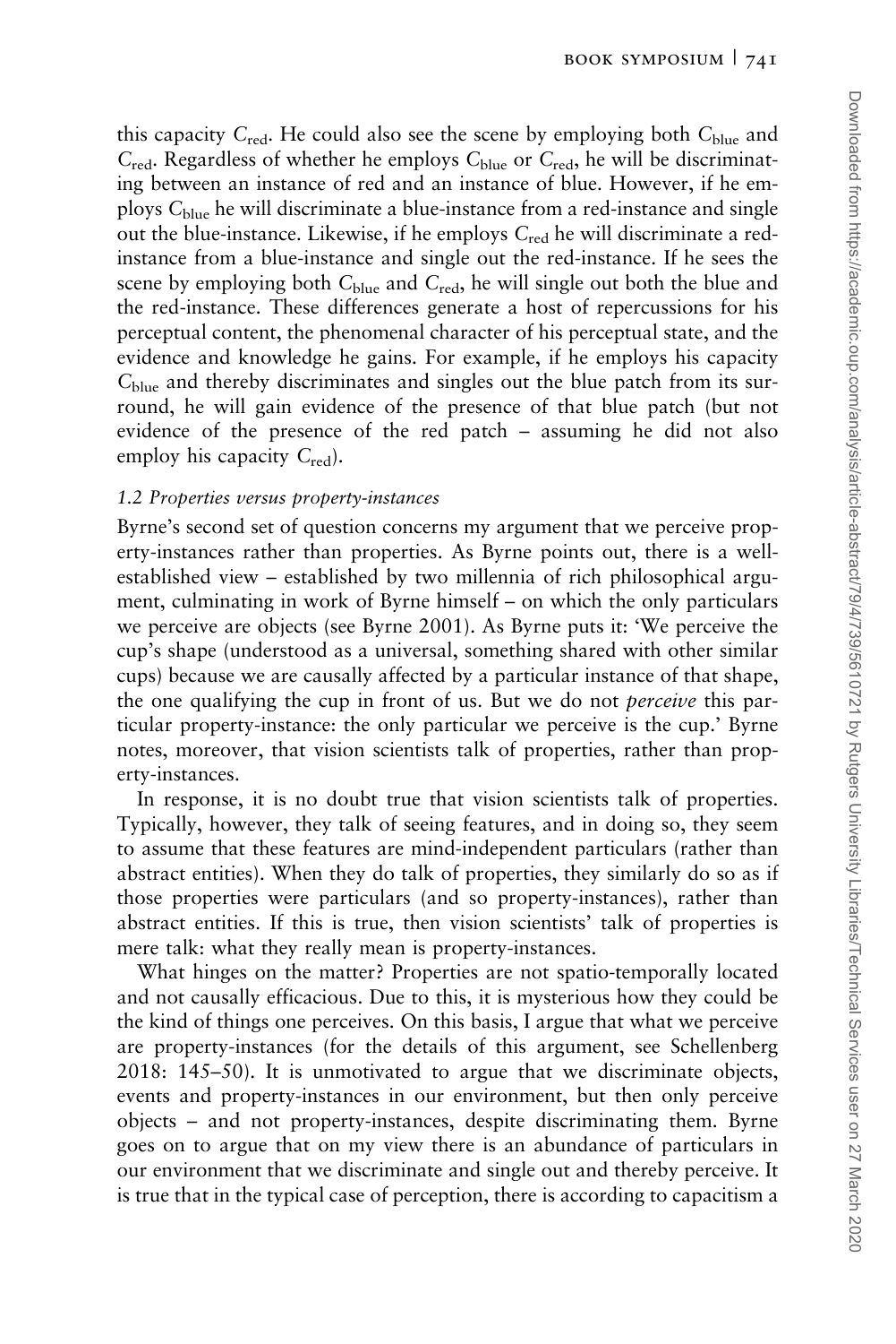this capacity $C_{red}$. He could also see the scene by employing both $C_{blue}$ and $C_{red}$. Regardless of whether he employs $C_{blue}$ or $C_{red}$, he will be discriminating between an instance of red and an instance of blue. However, if he employs $C_{blue}$ he will discriminate a blue-instance from a red-instance and single out the blue-instance. Likewise, if he employs $C_{red}$ he will discriminate a red-instance from a blue-instance and single out the red-instance. If he sees the scene by employing both $C_{blue}$ and $C_{red}$, he will single out both the blue and the red-instance. These differences generate a host of repercussions for his perceptual content, the phenomenal character of his perceptual state, and the evidence and knowledge he gains. For example, if he employs his capacity $C_{blue}$ and thereby discriminates and singles out the blue patch from its surround, he will gain evidence of the presence of that blue patch (but not evidence of the presence of the red patch – assuming he did not also employ his capacity $C_{red}$).

### *1.2 Properties versus property-instances*

Byrne's second set of question concerns my argument that we perceive property-instances rather than properties. As Byrne points out, there is a well-established view – established by two millennia of rich philosophical argument, culminating in work of Byrne himself – on which the only particulars we perceive are objects (see Byrne 2001). As Byrne puts it: 'We perceive the cup's shape (understood as a universal, something shared with other similar cups) because we are causally affected by a particular instance of that shape, the one qualifying the cup in front of us. But we do not *perceive* this particular property-instance: the only particular we perceive is the cup.' Byrne notes, moreover, that vision scientists talk of properties, rather than property-instances.

In response, it is no doubt true that vision scientists talk of properties. Typically, however, they talk of seeing features, and in doing so, they seem to assume that these features are mind-independent particulars (rather than abstract entities). When they do talk of properties, they similarly do so as if those properties were particulars (and so property-instances), rather than abstract entities. If this is true, then vision scientists' talk of properties is mere talk: what they really mean is property-instances.

What hinges on the matter? Properties are not spatio-temporally located and not causally efficacious. Due to this, it is mysterious how they could be the kind of things one perceives. On this basis, I argue that what we perceive are property-instances (for the details of this argument, see Schellenberg 2018: 145–50). It is unmotivated to argue that we discriminate objects, events and property-instances in our environment, but then only perceive objects – and not property-instances, despite discriminating them. Byrne goes on to argue that on my view there is an abundance of particulars in our environment that we discriminate and single out and thereby perceive. It is true that in the typical case of perception, there is according to capacitism a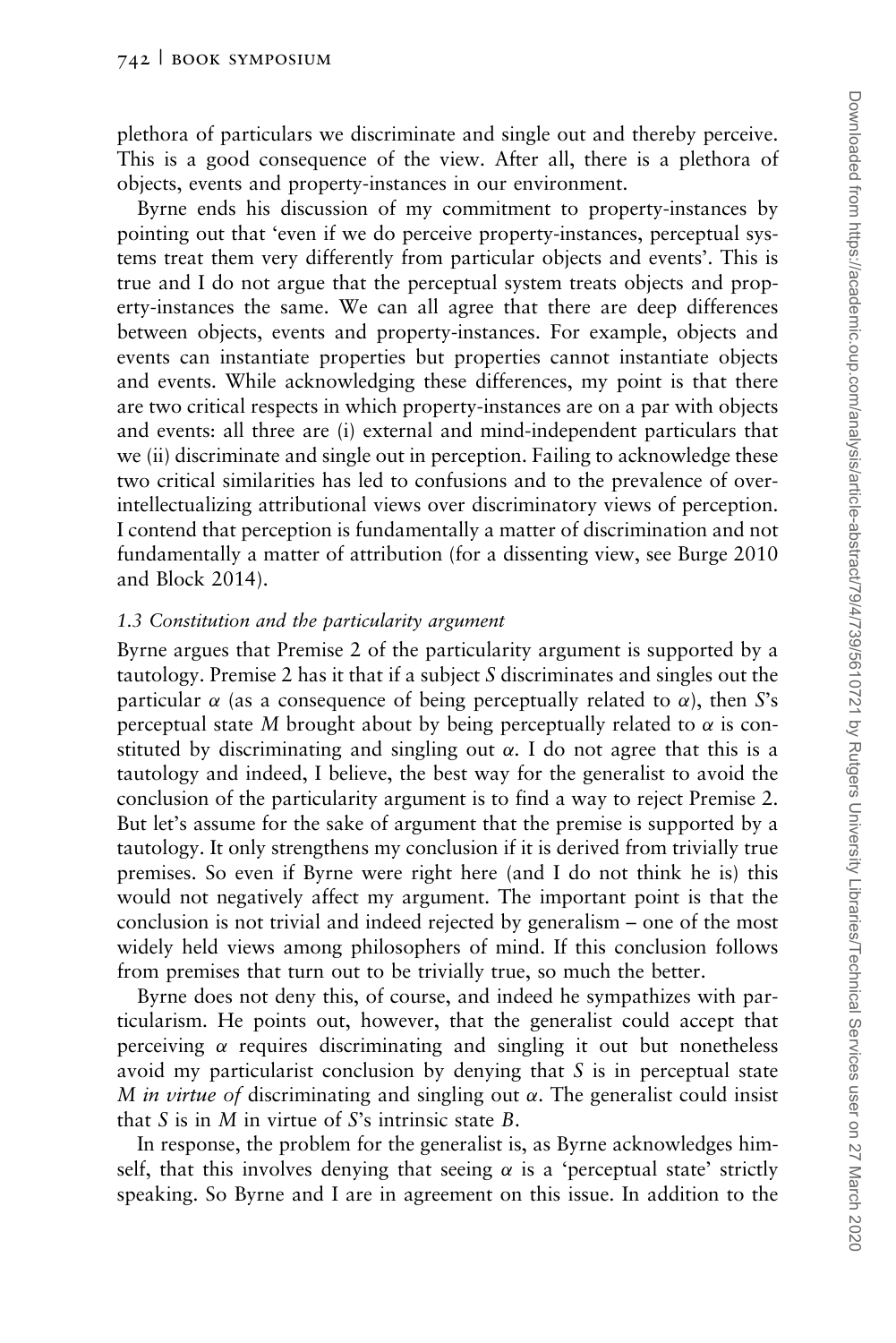plethora of particulars we discriminate and single out and thereby perceive. This is a good consequence of the view. After all, there is a plethora of objects, events and property-instances in our environment.

Byrne ends his discussion of my commitment to property-instances by pointing out that 'even if we do perceive property-instances, perceptual systems treat them very differently from particular objects and events'. This is true and I do not argue that the perceptual system treats objects and property-instances the same. We can all agree that there are deep differences between objects, events and property-instances. For example, objects and events can instantiate properties but properties cannot instantiate objects and events. While acknowledging these differences, my point is that there are two critical respects in which property-instances are on a par with objects and events: all three are (i) external and mind-independent particulars that we (ii) discriminate and single out in perception. Failing to acknowledge these two critical similarities has led to confusions and to the prevalence of over-intellectualizing attributional views over discriminatory views of perception. I contend that perception is fundamentally a matter of discrimination and not fundamentally a matter of attribution (for a dissenting view, see Burge 2010 and Block 2014).

### *1.3 Constitution and the particularity argument*

Byrne argues that Premise 2 of the particularity argument is supported by a tautology. Premise 2 has it that if a subject *S* discriminates and singles out the particular $\alpha$ (as a consequence of being perceptually related to $\alpha$), then *S*'s perceptual state *M* brought about by being perceptually related to $\alpha$ is constituted by discriminating and singling out $\alpha$. I do not agree that this is a tautology and indeed, I believe, the best way for the generalist to avoid the conclusion of the particularity argument is to find a way to reject Premise 2. But let's assume for the sake of argument that the premise is supported by a tautology. It only strengthens my conclusion if it is derived from trivially true premises. So even if Byrne were right here (and I do not think he is) this would not negatively affect my argument. The important point is that the conclusion is not trivial and indeed rejected by generalism – one of the most widely held views among philosophers of mind. If this conclusion follows from premises that turn out to be trivially true, so much the better.

Byrne does not deny this, of course, and indeed he sympathizes with particularism. He points out, however, that the generalist could accept that perceiving $\alpha$ requires discriminating and singling it out but nonetheless avoid my particularist conclusion by denying that *S* is in perceptual state *M in virtue of* discriminating and singling out $\alpha$. The generalist could insist that *S* is in *M* in virtue of *S*'s intrinsic state *B*.

In response, the problem for the generalist is, as Byrne acknowledges himself, that this involves denying that seeing $\alpha$ is a 'perceptual state' strictly speaking. So Byrne and I are in agreement on this issue. In addition to the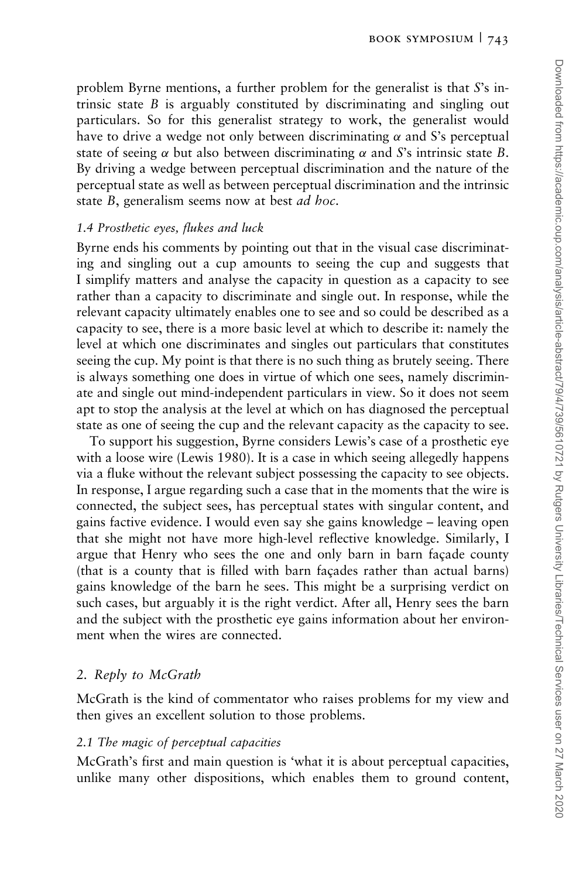problem Byrne mentions, a further problem for the generalist is that *S*'s intrinsic state *B* is arguably constituted by discriminating and singling out particulars. So for this generalist strategy to work, the generalist would have to drive a wedge not only between discriminating $\alpha$ and S's perceptual state of seeing $\alpha$ but also between discriminating $\alpha$ and *S*'s intrinsic state *B*. By driving a wedge between perceptual discrimination and the nature of the perceptual state as well as between perceptual discrimination and the intrinsic state *B*, generalism seems now at best *ad hoc*.

### *1.4 Prosthetic eyes, flukes and luck*

Byrne ends his comments by pointing out that in the visual case discriminating and singling out a cup amounts to seeing the cup and suggests that I simplify matters and analyse the capacity in question as a capacity to see rather than a capacity to discriminate and single out. In response, while the relevant capacity ultimately enables one to see and so could be described as a capacity to see, there is a more basic level at which to describe it: namely the level at which one discriminates and singles out particulars that constitutes seeing the cup. My point is that there is no such thing as brutely seeing. There is always something one does in virtue of which one sees, namely discriminate and single out mind-independent particulars in view. So it does not seem apt to stop the analysis at the level at which on has diagnosed the perceptual state as one of seeing the cup and the relevant capacity as the capacity to see.

To support his suggestion, Byrne considers Lewis's case of a prosthetic eye with a loose wire (Lewis 1980). It is a case in which seeing allegedly happens via a fluke without the relevant subject possessing the capacity to see objects. In response, I argue regarding such a case that in the moments that the wire is connected, the subject sees, has perceptual states with singular content, and gains factive evidence. I would even say she gains knowledge – leaving open that she might not have more high-level reflective knowledge. Similarly, I argue that Henry who sees the one and only barn in barn façade county (that is a county that is filled with barn façades rather than actual barns) gains knowledge of the barn he sees. This might be a surprising verdict on such cases, but arguably it is the right verdict. After all, Henry sees the barn and the subject with the prosthetic eye gains information about her environment when the wires are connected.

## *2. Reply to McGrath*

McGrath is the kind of commentator who raises problems for my view and then gives an excellent solution to those problems.

### *2.1 The magic of perceptual capacities*

McGrath's first and main question is 'what it is about perceptual capacities, unlike many other dispositions, which enables them to ground content,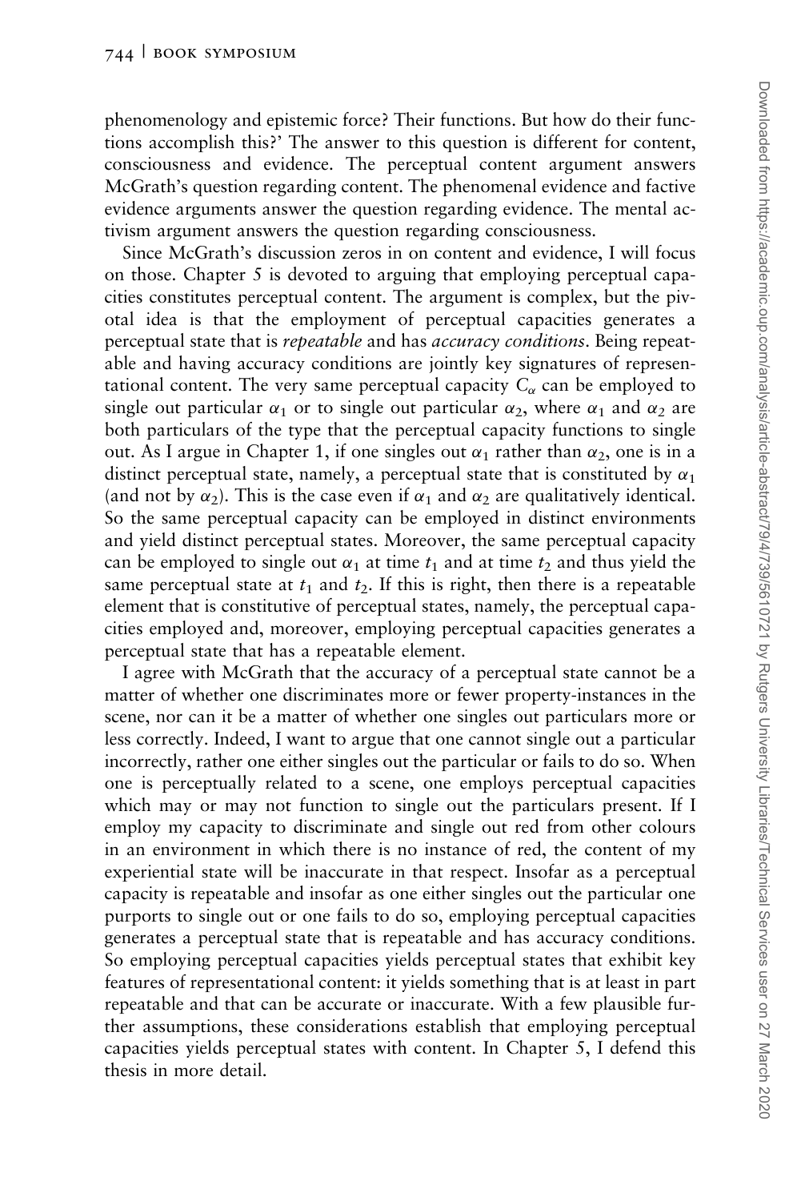phenomenology and epistemic force? Their functions. But how do their functions accomplish this?' The answer to this question is different for content, consciousness and evidence. The perceptual content argument answers McGrath's question regarding content. The phenomenal evidence and factive evidence arguments answer the question regarding evidence. The mental activism argument answers the question regarding consciousness.

Since McGrath's discussion zeros in on content and evidence, I will focus on those. Chapter 5 is devoted to arguing that employing perceptual capacities constitutes perceptual content. The argument is complex, but the pivotal idea is that the employment of perceptual capacities generates a perceptual state that is *repeatable* and has *accuracy conditions*. Being repeatable and having accuracy conditions are jointly key signatures of representational content. The very same perceptual capacity $C_\alpha$ can be employed to single out particular $\alpha_1$ or to single out particular $\alpha_2$, where $\alpha_1$ and $\alpha_2$ are both particulars of the type that the perceptual capacity functions to single out. As I argue in Chapter 1, if one singles out $\alpha_1$ rather than $\alpha_2$, one is in a distinct perceptual state, namely, a perceptual state that is constituted by $\alpha_1$ (and not by $\alpha_2$). This is the case even if $\alpha_1$ and $\alpha_2$ are qualitatively identical. So the same perceptual capacity can be employed in distinct environments and yield distinct perceptual states. Moreover, the same perceptual capacity can be employed to single out $\alpha_1$ at time $t_1$ and at time $t_2$ and thus yield the same perceptual state at $t_1$ and $t_2$. If this is right, then there is a repeatable element that is constitutive of perceptual states, namely, the perceptual capacities employed and, moreover, employing perceptual capacities generates a perceptual state that has a repeatable element.

I agree with McGrath that the accuracy of a perceptual state cannot be a matter of whether one discriminates more or fewer property-instances in the scene, nor can it be a matter of whether one singles out particulars more or less correctly. Indeed, I want to argue that one cannot single out a particular incorrectly, rather one either singles out the particular or fails to do so. When one is perceptually related to a scene, one employs perceptual capacities which may or may not function to single out the particulars present. If I employ my capacity to discriminate and single out red from other colours in an environment in which there is no instance of red, the content of my experiential state will be inaccurate in that respect. Insofar as a perceptual capacity is repeatable and insofar as one either singles out the particular one purports to single out or one fails to do so, employing perceptual capacities generates a perceptual state that is repeatable and has accuracy conditions. So employing perceptual capacities yields perceptual states that exhibit key features of representational content: it yields something that is at least in part repeatable and that can be accurate or inaccurate. With a few plausible further assumptions, these considerations establish that employing perceptual capacities yields perceptual states with content. In Chapter 5, I defend this thesis in more detail.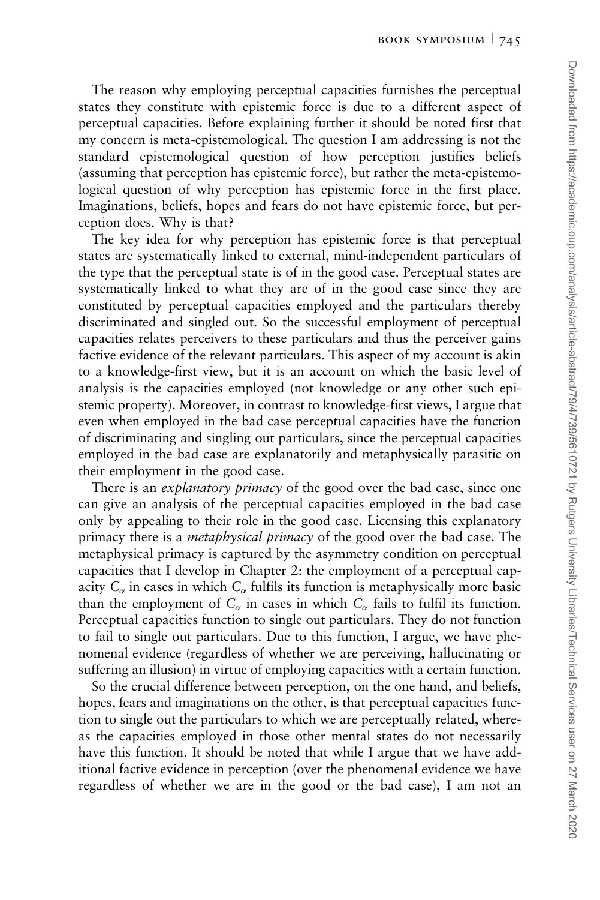The reason why employing perceptual capacities furnishes the perceptual states they constitute with epistemic force is due to a different aspect of perceptual capacities. Before explaining further it should be noted first that my concern is meta-epistemological. The question I am addressing is not the standard epistemological question of how perception justifies beliefs (assuming that perception has epistemic force), but rather the meta-epistemological question of why perception has epistemic force in the first place. Imaginations, beliefs, hopes and fears do not have epistemic force, but perception does. Why is that?

The key idea for why perception has epistemic force is that perceptual states are systematically linked to external, mind-independent particulars of the type that the perceptual state is of in the good case. Perceptual states are systematically linked to what they are of in the good case since they are constituted by perceptual capacities employed and the particulars thereby discriminated and singled out. So the successful employment of perceptual capacities relates perceivers to these particulars and thus the perceiver gains factive evidence of the relevant particulars. This aspect of my account is akin to a knowledge-first view, but it is an account on which the basic level of analysis is the capacities employed (not knowledge or any other such epistemic property). Moreover, in contrast to knowledge-first views, I argue that even when employed in the bad case perceptual capacities have the function of discriminating and singling out particulars, since the perceptual capacities employed in the bad case are explanatorily and metaphysically parasitic on their employment in the good case.

There is an *explanatory primacy* of the good over the bad case, since one can give an analysis of the perceptual capacities employed in the bad case only by appealing to their role in the good case. Licensing this explanatory primacy there is a *metaphysical primacy* of the good over the bad case. The metaphysical primacy is captured by the asymmetry condition on perceptual capacities that I develop in Chapter 2: the employment of a perceptual capacity $C_\alpha$ in cases in which $C_\alpha$ fulfils its function is metaphysically more basic than the employment of $C_\alpha$ in cases in which $C_\alpha$ fails to fulfil its function. Perceptual capacities function to single out particulars. They do not function to fail to single out particulars. Due to this function, I argue, we have phenomenal evidence (regardless of whether we are perceiving, hallucinating or suffering an illusion) in virtue of employing capacities with a certain function.

So the crucial difference between perception, on the one hand, and beliefs, hopes, fears and imaginations on the other, is that perceptual capacities function to single out the particulars to which we are perceptually related, whereas the capacities employed in those other mental states do not necessarily have this function. It should be noted that while I argue that we have additional factive evidence in perception (over the phenomenal evidence we have regardless of whether we are in the good or the bad case), I am not an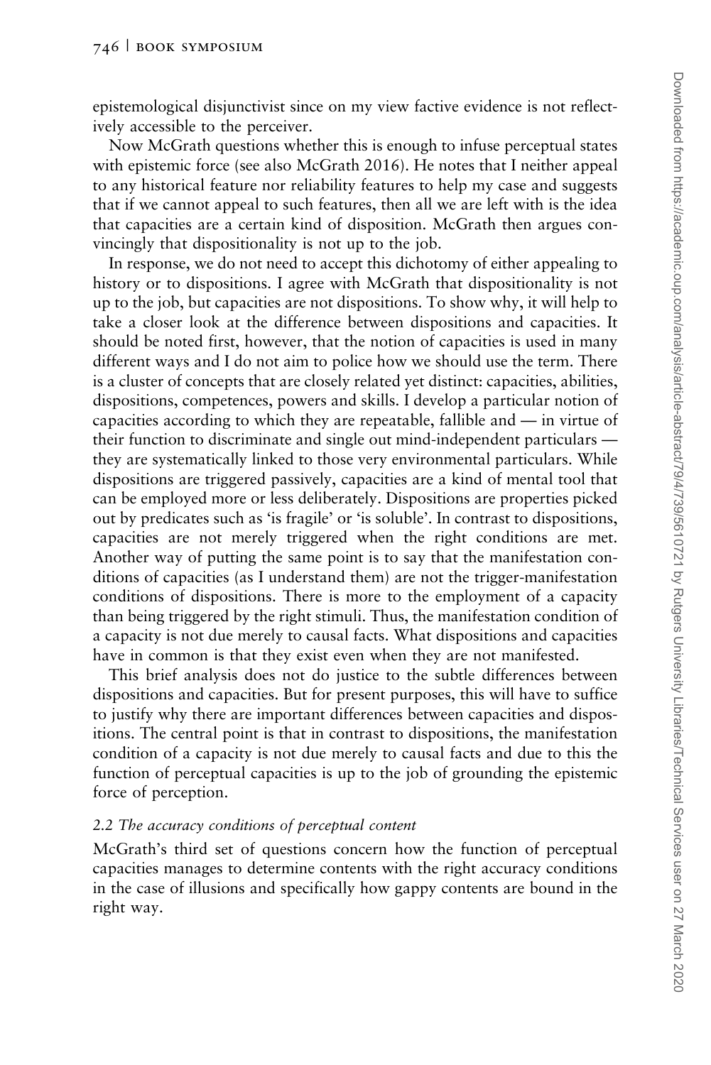epistemological disjunctivist since on my view factive evidence is not reflectively accessible to the perceiver.

Now McGrath questions whether this is enough to infuse perceptual states with epistemic force (see also McGrath 2016). He notes that I neither appeal to any historical feature nor reliability features to help my case and suggests that if we cannot appeal to such features, then all we are left with is the idea that capacities are a certain kind of disposition. McGrath then argues convincingly that dispositionality is not up to the job.

In response, we do not need to accept this dichotomy of either appealing to history or to dispositions. I agree with McGrath that dispositionality is not up to the job, but capacities are not dispositions. To show why, it will help to take a closer look at the difference between dispositions and capacities. It should be noted first, however, that the notion of capacities is used in many different ways and I do not aim to police how we should use the term. There is a cluster of concepts that are closely related yet distinct: capacities, abilities, dispositions, competences, powers and skills. I develop a particular notion of capacities according to which they are repeatable, fallible and — in virtue of their function to discriminate and single out mind-independent particulars — they are systematically linked to those very environmental particulars. While dispositions are triggered passively, capacities are a kind of mental tool that can be employed more or less deliberately. Dispositions are properties picked out by predicates such as 'is fragile' or 'is soluble'. In contrast to dispositions, capacities are not merely triggered when the right conditions are met. Another way of putting the same point is to say that the manifestation conditions of capacities (as I understand them) are not the trigger-manifestation conditions of dispositions. There is more to the employment of a capacity than being triggered by the right stimuli. Thus, the manifestation condition of a capacity is not due merely to causal facts. What dispositions and capacities have in common is that they exist even when they are not manifested.

This brief analysis does not do justice to the subtle differences between dispositions and capacities. But for present purposes, this will have to suffice to justify why there are important differences between capacities and dispositions. The central point is that in contrast to dispositions, the manifestation condition of a capacity is not due merely to causal facts and due to this the function of perceptual capacities is up to the job of grounding the epistemic force of perception.

### *2.2 The accuracy conditions of perceptual content*

McGrath's third set of questions concern how the function of perceptual capacities manages to determine contents with the right accuracy conditions in the case of illusions and specifically how gappy contents are bound in the right way.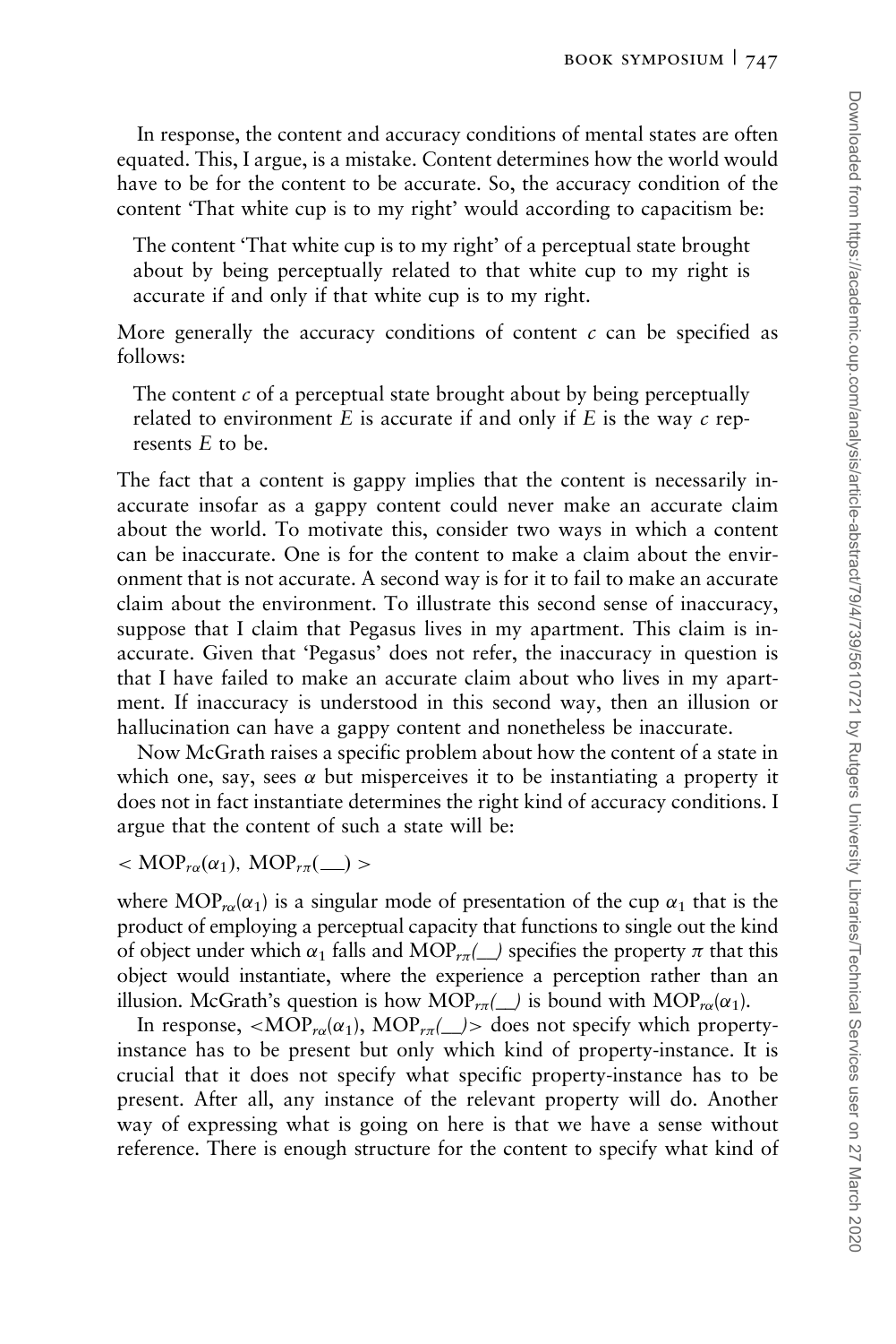In response, the content and accuracy conditions of mental states are often equated. This, I argue, is a mistake. Content determines how the world would have to be for the content to be accurate. So, the accuracy condition of the content 'That white cup is to my right' would according to capacitism be:

> The content 'That white cup is to my right' of a perceptual state brought about by being perceptually related to that white cup to my right is accurate if and only if that white cup is to my right.

More generally the accuracy conditions of content *c* can be specified as follows:

> The content *c* of a perceptual state brought about by being perceptually related to environment *E* is accurate if and only if *E* is the way *c* represents *E* to be.

The fact that a content is gappy implies that the content is necessarily inaccurate insofar as a gappy content could never make an accurate claim about the world. To motivate this, consider two ways in which a content can be inaccurate. One is for the content to make a claim about the environment that is not accurate. A second way is for it to fail to make an accurate claim about the environment. To illustrate this second sense of inaccuracy, suppose that I claim that Pegasus lives in my apartment. This claim is inaccurate. Given that 'Pegasus' does not refer, the inaccuracy in question is that I have failed to make an accurate claim about who lives in my apartment. If inaccuracy is understood in this second way, then an illusion or hallucination can have a gappy content and nonetheless be inaccurate.

Now McGrath raises a specific problem about how the content of a state in which one, say, sees $\alpha$ but misperceives it to be instantiating a property it does not in fact instantiate determines the right kind of accuracy conditions. I argue that the content of such a state will be:

$$< \mathrm{MOP}_{r\alpha}(\alpha_1),\ \mathrm{MOP}_{r\pi}(\_\_) >$$

where $\mathrm{MOP}_{r\alpha}(\alpha_1)$ is a singular mode of presentation of the cup $\alpha_1$ that is the product of employing a perceptual capacity that functions to single out the kind of object under which $\alpha_1$ falls and $\mathrm{MOP}_{r\pi}(\_\_)$ specifies the property $\pi$ that this object would instantiate, where the experience a perception rather than an illusion. McGrath's question is how $\mathrm{MOP}_{r\pi}(\_\_)$ is bound with $\mathrm{MOP}_{r\alpha}(\alpha_1)$.

In response, $<\mathrm{MOP}_{r\alpha}(\alpha_1),\ \mathrm{MOP}_{r\pi}(\_\_)>$ does not specify which property-instance has to be present but only which kind of property-instance. It is crucial that it does not specify what specific property-instance has to be present. After all, any instance of the relevant property will do. Another way of expressing what is going on here is that we have a sense without reference. There is enough structure for the content to specify what kind of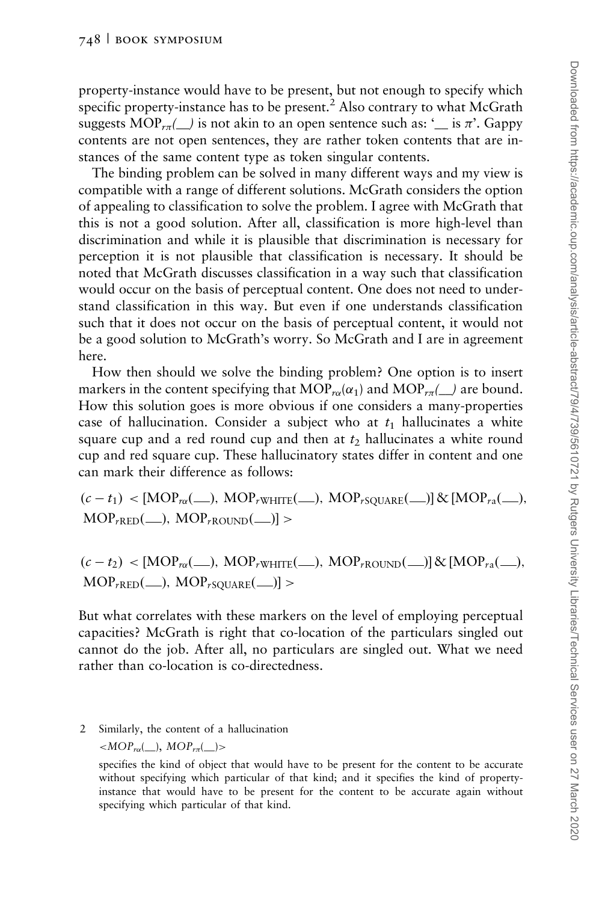property-instance would have to be present, but not enough to specify which specific property-instance has to be present.[2] Also contrary to what McGrath suggests $MOP_{r\pi}(\_\_)$ is not akin to an open sentence such as: '__ is $\pi$'. Gappy contents are not open sentences, they are rather token contents that are instances of the same content type as token singular contents.

The binding problem can be solved in many different ways and my view is compatible with a range of different solutions. McGrath considers the option of appealing to classification to solve the problem. I agree with McGrath that this is not a good solution. After all, classification is more high-level than discrimination and while it is plausible that discrimination is necessary for perception it is not plausible that classification is necessary. It should be noted that McGrath discusses classification in a way such that classification would occur on the basis of perceptual content. One does not need to understand classification in this way. But even if one understands classification such that it does not occur on the basis of perceptual content, it would not be a good solution to McGrath's worry. So McGrath and I are in agreement here.

How then should we solve the binding problem? One option is to insert markers in the content specifying that $MOP_{r\alpha}(\alpha_1)$ and $MOP_{r\pi}(\_\_)$ are bound. How this solution goes is more obvious if one considers a many-properties case of hallucination. Consider a subject who at $t_1$ hallucinates a white square cup and a red round cup and then at $t_2$ hallucinates a white round cup and red square cup. These hallucinatory states differ in content and one can mark their difference as follows:

$$(c - t_1) < [MOP_{r\alpha}(\_\_),\ MOP_{r\text{WHITE}}(\_\_),\ MOP_{r\text{SQUARE}}(\_\_)]\ \&\ [MOP_{ra}(\_\_),\ MOP_{r\text{RED}}(\_\_),\ MOP_{r\text{ROUND}}(\_\_)] >$$

$$(c - t_2) < [MOP_{r\alpha}(\_\_),\ MOP_{r\text{WHITE}}(\_\_),\ MOP_{r\text{ROUND}}(\_\_)]\ \&\ [MOP_{ra}(\_\_),\ MOP_{r\text{RED}}(\_\_),\ MOP_{r\text{SQUARE}}(\_\_)] >$$

But what correlates with these markers on the level of employing perceptual capacities? McGrath is right that co-location of the particulars singled out cannot do the job. After all, no particulars are singled out. What we need rather than co-location is co-directedness.

2 Similarly, the content of a hallucination

$<MOP_{r\alpha}(\_\_),\ MOP_{r\pi}(\_\_)>$

specifies the kind of object that would have to be present for the content to be accurate without specifying which particular of that kind; and it specifies the kind of property-instance that would have to be present for the content to be accurate again without specifying which particular of that kind.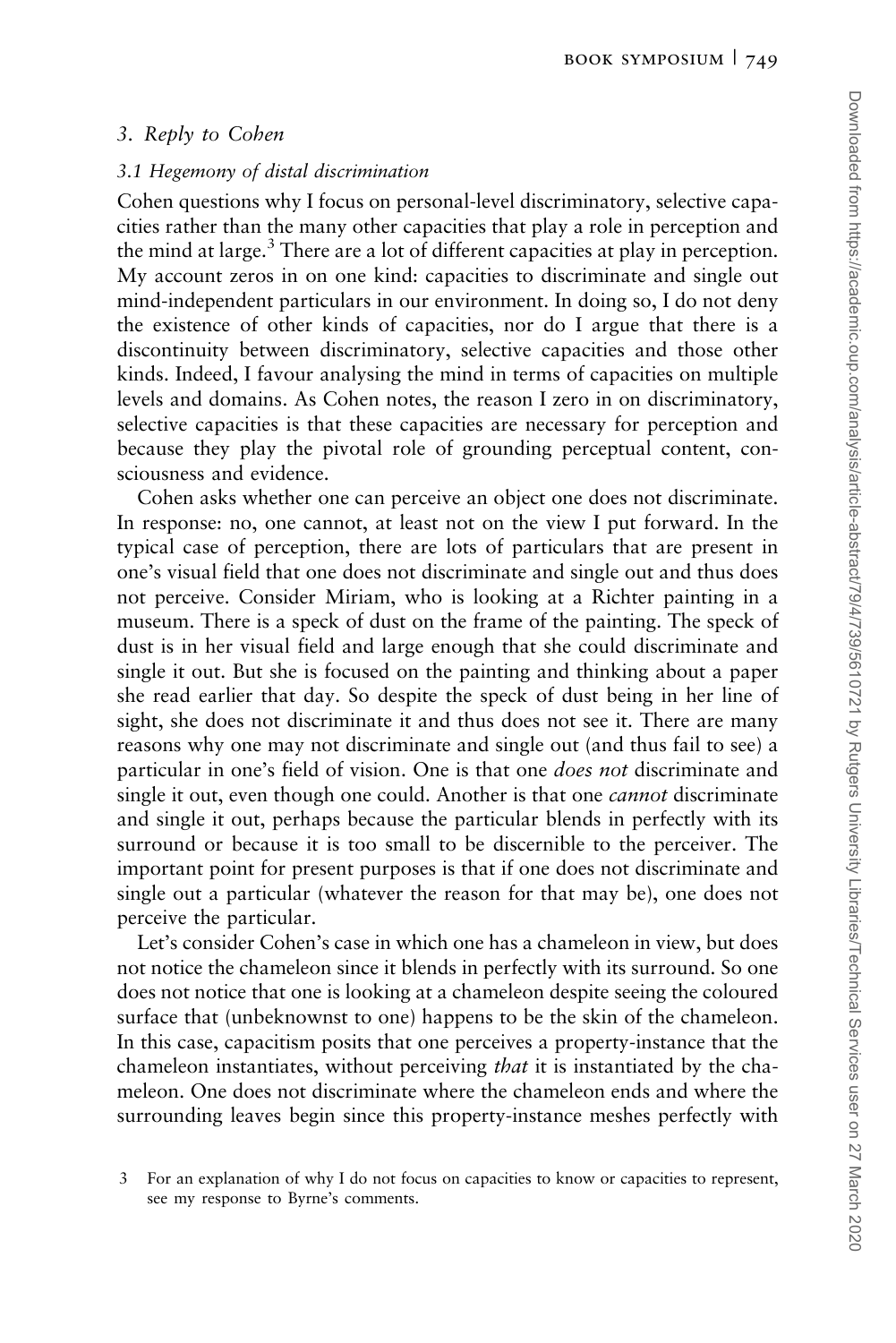## 3. Reply to Cohen

### 3.1 Hegemony of distal discrimination

Cohen questions why I focus on personal-level discriminatory, selective capacities rather than the many other capacities that play a role in perception and the mind at large.[3] There are a lot of different capacities at play in perception. My account zeros in on one kind: capacities to discriminate and single out mind-independent particulars in our environment. In doing so, I do not deny the existence of other kinds of capacities, nor do I argue that there is a discontinuity between discriminatory, selective capacities and those other kinds. Indeed, I favour analysing the mind in terms of capacities on multiple levels and domains. As Cohen notes, the reason I zero in on discriminatory, selective capacities is that these capacities are necessary for perception and because they play the pivotal role of grounding perceptual content, consciousness and evidence.

Cohen asks whether one can perceive an object one does not discriminate. In response: no, one cannot, at least not on the view I put forward. In the typical case of perception, there are lots of particulars that are present in one's visual field that one does not discriminate and single out and thus does not perceive. Consider Miriam, who is looking at a Richter painting in a museum. There is a speck of dust on the frame of the painting. The speck of dust is in her visual field and large enough that she could discriminate and single it out. But she is focused on the painting and thinking about a paper she read earlier that day. So despite the speck of dust being in her line of sight, she does not discriminate it and thus does not see it. There are many reasons why one may not discriminate and single out (and thus fail to see) a particular in one's field of vision. One is that one *does not* discriminate and single it out, even though one could. Another is that one *cannot* discriminate and single it out, perhaps because the particular blends in perfectly with its surround or because it is too small to be discernible to the perceiver. The important point for present purposes is that if one does not discriminate and single out a particular (whatever the reason for that may be), one does not perceive the particular.

Let's consider Cohen's case in which one has a chameleon in view, but does not notice the chameleon since it blends in perfectly with its surround. So one does not notice that one is looking at a chameleon despite seeing the coloured surface that (unbeknownst to one) happens to be the skin of the chameleon. In this case, capacitism posits that one perceives a property-instance that the chameleon instantiates, without perceiving *that* it is instantiated by the chameleon. One does not discriminate where the chameleon ends and where the surrounding leaves begin since this property-instance meshes perfectly with

[3] For an explanation of why I do not focus on capacities to know or capacities to represent, see my response to Byrne's comments.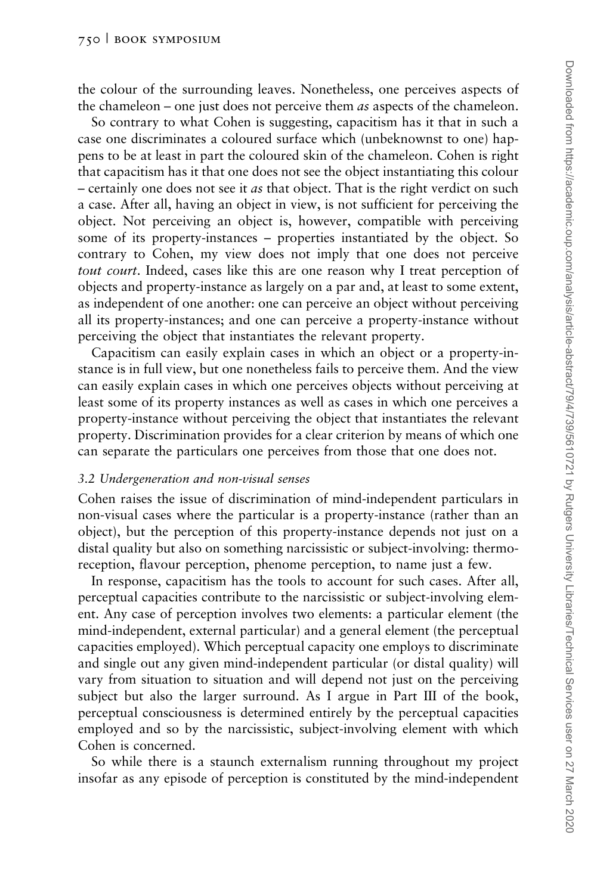the colour of the surrounding leaves. Nonetheless, one perceives aspects of the chameleon – one just does not perceive them *as* aspects of the chameleon.

So contrary to what Cohen is suggesting, capacitism has it that in such a case one discriminates a coloured surface which (unbeknownst to one) happens to be at least in part the coloured skin of the chameleon. Cohen is right that capacitism has it that one does not see the object instantiating this colour – certainly one does not see it *as* that object. That is the right verdict on such a case. After all, having an object in view, is not sufficient for perceiving the object. Not perceiving an object is, however, compatible with perceiving some of its property-instances – properties instantiated by the object. So contrary to Cohen, my view does not imply that one does not perceive *tout court*. Indeed, cases like this are one reason why I treat perception of objects and property-instance as largely on a par and, at least to some extent, as independent of one another: one can perceive an object without perceiving all its property-instances; and one can perceive a property-instance without perceiving the object that instantiates the relevant property.

Capacitism can easily explain cases in which an object or a property-instance is in full view, but one nonetheless fails to perceive them. And the view can easily explain cases in which one perceives objects without perceiving at least some of its property instances as well as cases in which one perceives a property-instance without perceiving the object that instantiates the relevant property. Discrimination provides for a clear criterion by means of which one can separate the particulars one perceives from those that one does not.

### *3.2 Undergeneration and non-visual senses*

Cohen raises the issue of discrimination of mind-independent particulars in non-visual cases where the particular is a property-instance (rather than an object), but the perception of this property-instance depends not just on a distal quality but also on something narcissistic or subject-involving: thermoreception, flavour perception, phenome perception, to name just a few.

In response, capacitism has the tools to account for such cases. After all, perceptual capacities contribute to the narcissistic or subject-involving element. Any case of perception involves two elements: a particular element (the mind-independent, external particular) and a general element (the perceptual capacities employed). Which perceptual capacity one employs to discriminate and single out any given mind-independent particular (or distal quality) will vary from situation to situation and will depend not just on the perceiving subject but also the larger surround. As I argue in Part III of the book, perceptual consciousness is determined entirely by the perceptual capacities employed and so by the narcissistic, subject-involving element with which Cohen is concerned.

So while there is a staunch externalism running throughout my project insofar as any episode of perception is constituted by the mind-independent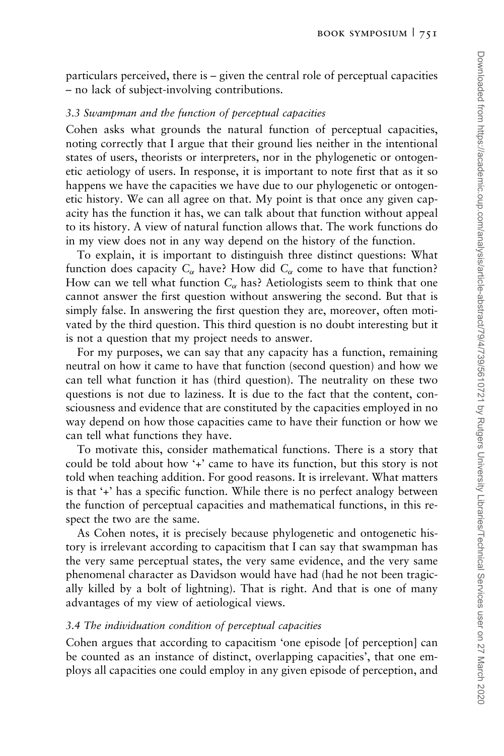particulars perceived, there is – given the central role of perceptual capacities – no lack of subject-involving contributions.

### *3.3 Swampman and the function of perceptual capacities*

Cohen asks what grounds the natural function of perceptual capacities, noting correctly that I argue that their ground lies neither in the intentional states of users, theorists or interpreters, nor in the phylogenetic or ontogenetic aetiology of users. In response, it is important to note first that as it so happens we have the capacities we have due to our phylogenetic or ontogenetic history. We can all agree on that. My point is that once any given capacity has the function it has, we can talk about that function without appeal to its history. A view of natural function allows that. The work functions do in my view does not in any way depend on the history of the function.

To explain, it is important to distinguish three distinct questions: What function does capacity $C_\alpha$ have? How did $C_\alpha$ come to have that function? How can we tell what function $C_\alpha$ has? Aetiologists seem to think that one cannot answer the first question without answering the second. But that is simply false. In answering the first question they are, moreover, often motivated by the third question. This third question is no doubt interesting but it is not a question that my project needs to answer.

For my purposes, we can say that any capacity has a function, remaining neutral on how it came to have that function (second question) and how we can tell what function it has (third question). The neutrality on these two questions is not due to laziness. It is due to the fact that the content, consciousness and evidence that are constituted by the capacities employed in no way depend on how those capacities came to have their function or how we can tell what functions they have.

To motivate this, consider mathematical functions. There is a story that could be told about how '+' came to have its function, but this story is not told when teaching addition. For good reasons. It is irrelevant. What matters is that '+' has a specific function. While there is no perfect analogy between the function of perceptual capacities and mathematical functions, in this respect the two are the same.

As Cohen notes, it is precisely because phylogenetic and ontogenetic history is irrelevant according to capacitism that I can say that swampman has the very same perceptual states, the very same evidence, and the very same phenomenal character as Davidson would have had (had he not been tragically killed by a bolt of lightning). That is right. And that is one of many advantages of my view of aetiological views.

### *3.4 The individuation condition of perceptual capacities*

Cohen argues that according to capacitism 'one episode [of perception] can be counted as an instance of distinct, overlapping capacities', that one employs all capacities one could employ in any given episode of perception, and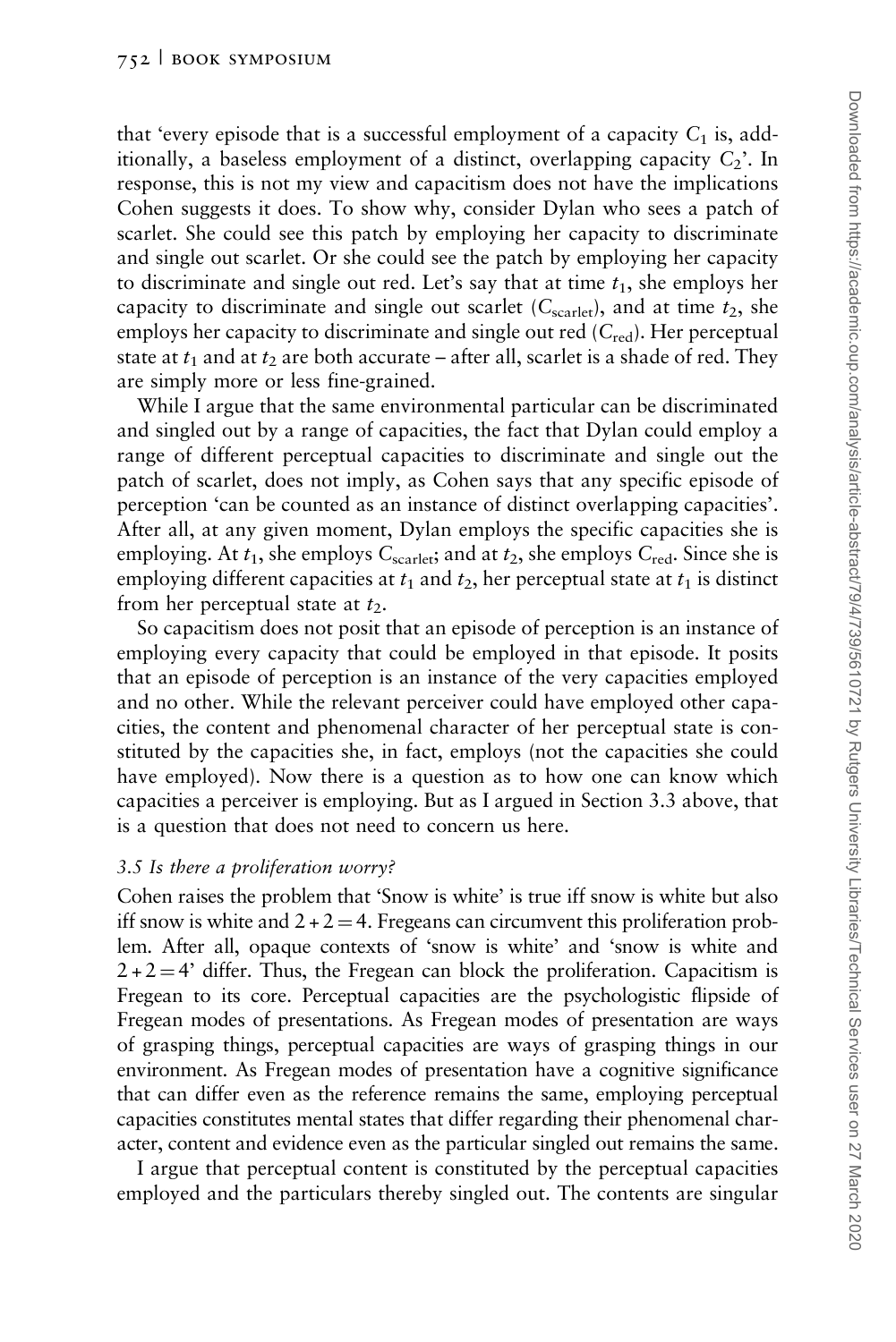that 'every episode that is a successful employment of a capacity $C_1$ is, additionally, a baseless employment of a distinct, overlapping capacity $C_2$'. In response, this is not my view and capacitism does not have the implications Cohen suggests it does. To show why, consider Dylan who sees a patch of scarlet. She could see this patch by employing her capacity to discriminate and single out scarlet. Or she could see the patch by employing her capacity to discriminate and single out red. Let's say that at time $t_1$, she employs her capacity to discriminate and single out scarlet ($C_{\text{scarlet}}$), and at time $t_2$, she employs her capacity to discriminate and single out red ($C_{\text{red}}$). Her perceptual state at $t_1$ and at $t_2$ are both accurate – after all, scarlet is a shade of red. They are simply more or less fine-grained.

While I argue that the same environmental particular can be discriminated and singled out by a range of capacities, the fact that Dylan could employ a range of different perceptual capacities to discriminate and single out the patch of scarlet, does not imply, as Cohen says that any specific episode of perception 'can be counted as an instance of distinct overlapping capacities'. After all, at any given moment, Dylan employs the specific capacities she is employing. At $t_1$, she employs $C_{\text{scarlet}}$; and at $t_2$, she employs $C_{\text{red}}$. Since she is employing different capacities at $t_1$ and $t_2$, her perceptual state at $t_1$ is distinct from her perceptual state at $t_2$.

So capacitism does not posit that an episode of perception is an instance of employing every capacity that could be employed in that episode. It posits that an episode of perception is an instance of the very capacities employed and no other. While the relevant perceiver could have employed other capacities, the content and phenomenal character of her perceptual state is constituted by the capacities she, in fact, employs (not the capacities she could have employed). Now there is a question as to how one can know which capacities a perceiver is employing. But as I argued in Section 3.3 above, that is a question that does not need to concern us here.

### *3.5 Is there a proliferation worry?*

Cohen raises the problem that 'Snow is white' is true iff snow is white but also iff snow is white and $2+2=4$. Fregeans can circumvent this proliferation problem. After all, opaque contexts of 'snow is white' and 'snow is white and $2+2=4$' differ. Thus, the Fregean can block the proliferation. Capacitism is Fregean to its core. Perceptual capacities are the psychologistic flipside of Fregean modes of presentations. As Fregean modes of presentation are ways of grasping things, perceptual capacities are ways of grasping things in our environment. As Fregean modes of presentation have a cognitive significance that can differ even as the reference remains the same, employing perceptual capacities constitutes mental states that differ regarding their phenomenal character, content and evidence even as the particular singled out remains the same.

I argue that perceptual content is constituted by the perceptual capacities employed and the particulars thereby singled out. The contents are singular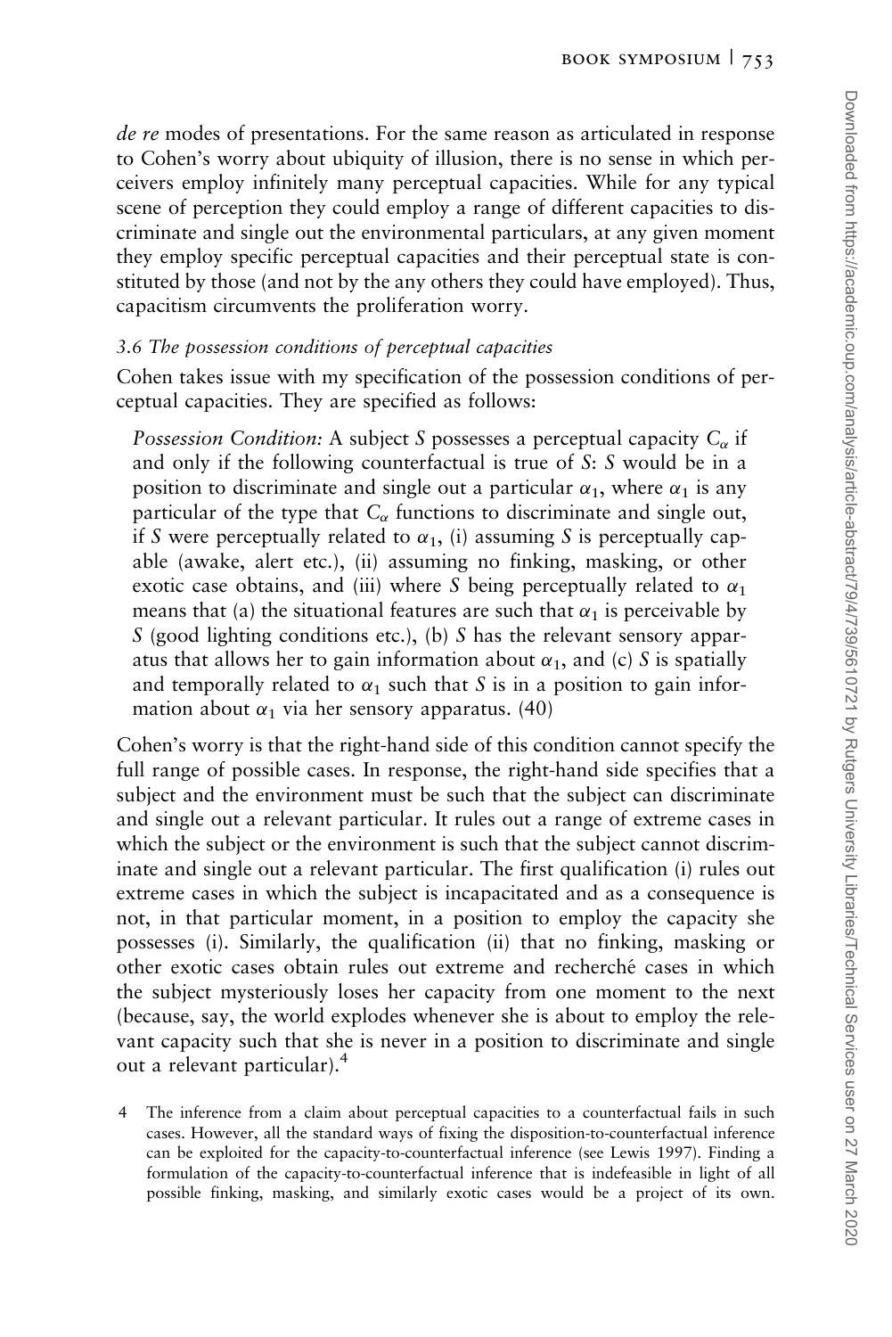*de re* modes of presentations. For the same reason as articulated in response to Cohen's worry about ubiquity of illusion, there is no sense in which perceivers employ infinitely many perceptual capacities. While for any typical scene of perception they could employ a range of different capacities to discriminate and single out the environmental particulars, at any given moment they employ specific perceptual capacities and their perceptual state is constituted by those (and not by the any others they could have employed). Thus, capacitism circumvents the proliferation worry.

### *3.6 The possession conditions of perceptual capacities*

Cohen takes issue with my specification of the possession conditions of perceptual capacities. They are specified as follows:

> *Possession Condition:* A subject $S$ possesses a perceptual capacity $C_\alpha$ if and only if the following counterfactual is true of $S$: $S$ would be in a position to discriminate and single out a particular $\alpha_1$, where $\alpha_1$ is any particular of the type that $C_\alpha$ functions to discriminate and single out, if $S$ were perceptually related to $\alpha_1$, (i) assuming $S$ is perceptually capable (awake, alert etc.), (ii) assuming no finking, masking, or other exotic case obtains, and (iii) where $S$ being perceptually related to $\alpha_1$ means that (a) the situational features are such that $\alpha_1$ is perceivable by $S$ (good lighting conditions etc.), (b) $S$ has the relevant sensory apparatus that allows her to gain information about $\alpha_1$, and (c) $S$ is spatially and temporally related to $\alpha_1$ such that $S$ is in a position to gain information about $\alpha_1$ via her sensory apparatus. (40)

Cohen's worry is that the right-hand side of this condition cannot specify the full range of possible cases. In response, the right-hand side specifies that a subject and the environment must be such that the subject can discriminate and single out a relevant particular. It rules out a range of extreme cases in which the subject or the environment is such that the subject cannot discriminate and single out a relevant particular. The first qualification (i) rules out extreme cases in which the subject is incapacitated and as a consequence is not, in that particular moment, in a position to employ the capacity she possesses (i). Similarly, the qualification (ii) that no finking, masking or other exotic cases obtain rules out extreme and recherché cases in which the subject mysteriously loses her capacity from one moment to the next (because, say, the world explodes whenever she is about to employ the relevant capacity such that she is never in a position to discriminate and single out a relevant particular).[4]

4 The inference from a claim about perceptual capacities to a counterfactual fails in such cases. However, all the standard ways of fixing the disposition-to-counterfactual inference can be exploited for the capacity-to-counterfactual inference (see Lewis 1997). Finding a formulation of the capacity-to-counterfactual inference that is indefeasible in light of all possible finking, masking, and similarly exotic cases would be a project of its own.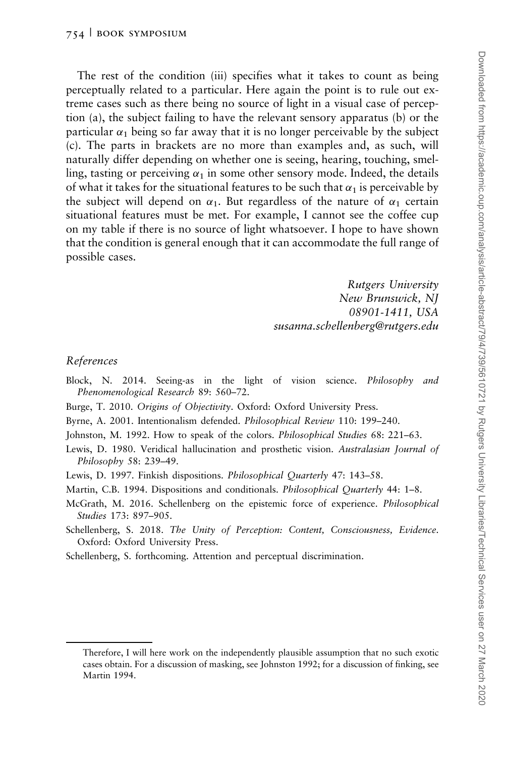The rest of the condition (iii) specifies what it takes to count as being perceptually related to a particular. Here again the point is to rule out extreme cases such as there being no source of light in a visual case of perception (a), the subject failing to have the relevant sensory apparatus (b) or the particular $\alpha_1$ being so far away that it is no longer perceivable by the subject (c). The parts in brackets are no more than examples and, as such, will naturally differ depending on whether one is seeing, hearing, touching, smelling, tasting or perceiving $\alpha_1$ in some other sensory mode. Indeed, the details of what it takes for the situational features to be such that $\alpha_1$ is perceivable by the subject will depend on $\alpha_1$. But regardless of the nature of $\alpha_1$ certain situational features must be met. For example, I cannot see the coffee cup on my table if there is no source of light whatsoever. I hope to have shown that the condition is general enough that it can accommodate the full range of possible cases.

*Rutgers University*
*New Brunswick, NJ*
*08901-1411, USA*
*susanna.schellenberg@rutgers.edu*

## References

Block, N. 2014. Seeing-as in the light of vision science. *Philosophy and Phenomenological Research* 89: 560–72.

Burge, T. 2010. *Origins of Objectivity*. Oxford: Oxford University Press.

Byrne, A. 2001. Intentionalism defended. *Philosophical Review* 110: 199–240.

Johnston, M. 1992. How to speak of the colors. *Philosophical Studies* 68: 221–63.

Lewis, D. 1980. Veridical hallucination and prosthetic vision. *Australasian Journal of Philosophy* 58: 239–49.

Lewis, D. 1997. Finkish dispositions. *Philosophical Quarterly* 47: 143–58.

Martin, C.B. 1994. Dispositions and conditionals. *Philosophical Quarterly* 44: 1–8.

McGrath, M. 2016. Schellenberg on the epistemic force of experience. *Philosophical Studies* 173: 897–905.

Schellenberg, S. 2018. *The Unity of Perception: Content, Consciousness, Evidence*. Oxford: Oxford University Press.

Schellenberg, S. forthcoming. Attention and perceptual discrimination.

---

Therefore, I will here work on the independently plausible assumption that no such exotic cases obtain. For a discussion of masking, see Johnston 1992; for a discussion of finking, see Martin 1994.